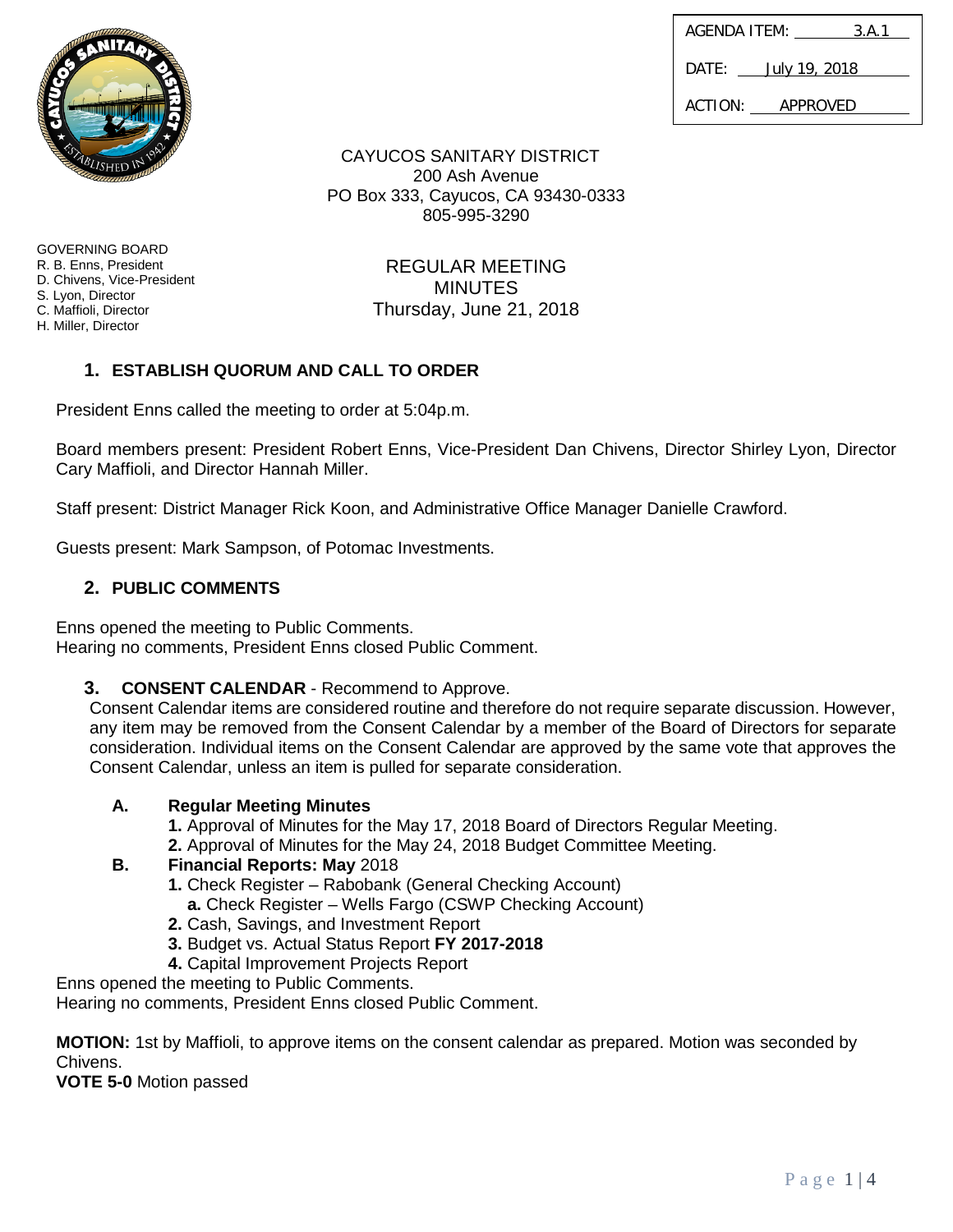| AGENDA ITEM: | 3.A.1 |
|---|---|
| DATE: | July 19, 2018 |
| ACTION: | APPROVED |

CAYUCOS SANITARY DISTRICT
200 Ash Avenue
PO Box 333, Cayucos, CA 93430-0333
805-995-3290

GOVERNING BOARD
R. B. Enns, President
D. Chivens, Vice-President
S. Lyon, Director
C. Maffioli, Director
H. Miller, Director

REGULAR MEETING
MINUTES
Thursday, June 21, 2018

## 1. ESTABLISH QUORUM AND CALL TO ORDER

President Enns called the meeting to order at 5:04p.m.

Board members present: President Robert Enns, Vice-President Dan Chivens, Director Shirley Lyon, Director Cary Maffioli, and Director Hannah Miller.

Staff present: District Manager Rick Koon, and Administrative Office Manager Danielle Crawford.

Guests present: Mark Sampson, of Potomac Investments.

## 2. PUBLIC COMMENTS

Enns opened the meeting to Public Comments.
Hearing no comments, President Enns closed Public Comment.

## 3. CONSENT CALENDAR - Recommend to Approve.

Consent Calendar items are considered routine and therefore do not require separate discussion. However, any item may be removed from the Consent Calendar by a member of the Board of Directors for separate consideration. Individual items on the Consent Calendar are approved by the same vote that approves the Consent Calendar, unless an item is pulled for separate consideration.

**A. Regular Meeting Minutes**
- **1.** Approval of Minutes for the May 17, 2018 Board of Directors Regular Meeting.
- **2.** Approval of Minutes for the May 24, 2018 Budget Committee Meeting.

**B. Financial Reports: May** 2018
- **1.** Check Register – Rabobank (General Checking Account)
  - **a.** Check Register – Wells Fargo (CSWP Checking Account)
- **2.** Cash, Savings, and Investment Report
- **3.** Budget vs. Actual Status Report **FY 2017-2018**
- **4.** Capital Improvement Projects Report

Enns opened the meeting to Public Comments.
Hearing no comments, President Enns closed Public Comment.

**MOTION:** 1st by Maffioli, to approve items on the consent calendar as prepared. Motion was seconded by Chivens.
**VOTE 5-0** Motion passed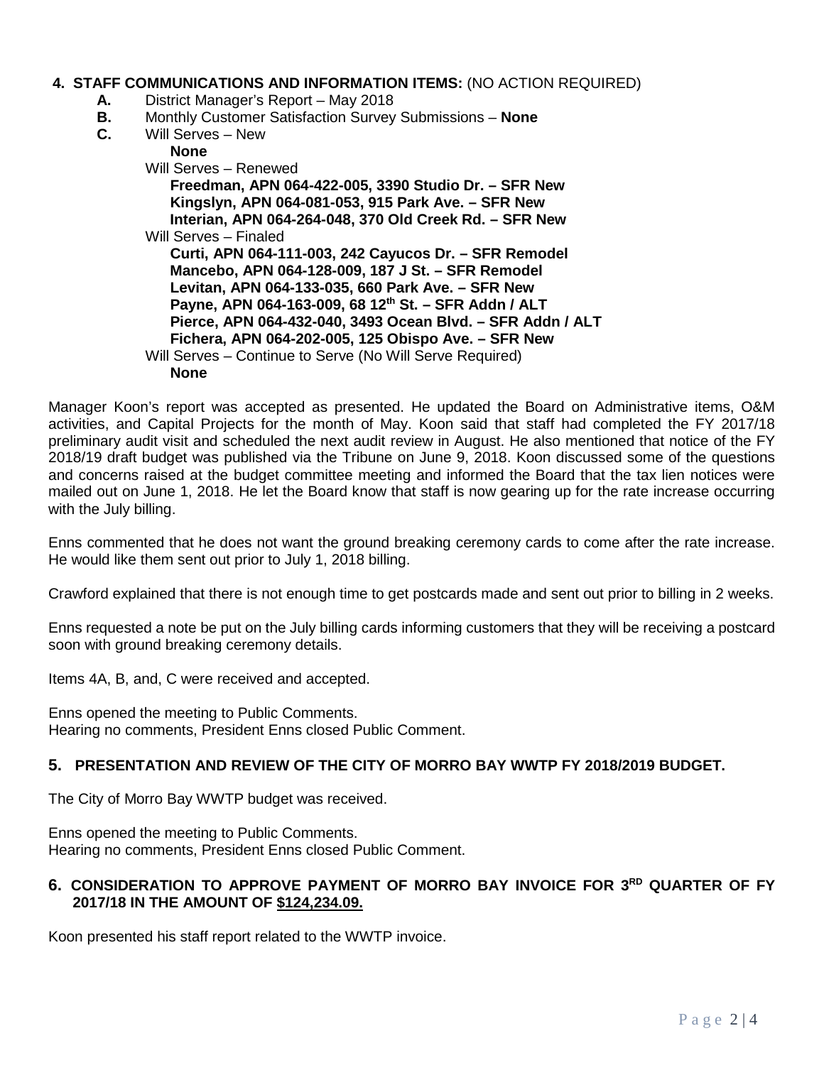**4. STAFF COMMUNICATIONS AND INFORMATION ITEMS:** (NO ACTION REQUIRED)

- **A.** District Manager's Report – May 2018
- **B.** Monthly Customer Satisfaction Survey Submissions – **None**
- **C.** Will Serves – New

  **None**

  Will Serves – Renewed

  **Freedman, APN 064-422-005, 3390 Studio Dr. – SFR New**
  **Kingslyn, APN 064-081-053, 915 Park Ave. – SFR New**
  **Interian, APN 064-264-048, 370 Old Creek Rd. – SFR New**

  Will Serves – Finaled

  **Curti, APN 064-111-003, 242 Cayucos Dr. – SFR Remodel**
  **Mancebo, APN 064-128-009, 187 J St. – SFR Remodel**
  **Levitan, APN 064-133-035, 660 Park Ave. – SFR New**
  **Payne, APN 064-163-009, 68 12th St. – SFR Addn / ALT**
  **Pierce, APN 064-432-040, 3493 Ocean Blvd. – SFR Addn / ALT**
  **Fichera, APN 064-202-005, 125 Obispo Ave. – SFR New**

  Will Serves – Continue to Serve (No Will Serve Required)

  **None**

Manager Koon's report was accepted as presented. He updated the Board on Administrative items, O&M activities, and Capital Projects for the month of May. Koon said that staff had completed the FY 2017/18 preliminary audit visit and scheduled the next audit review in August. He also mentioned that notice of the FY 2018/19 draft budget was published via the Tribune on June 9, 2018. Koon discussed some of the questions and concerns raised at the budget committee meeting and informed the Board that the tax lien notices were mailed out on June 1, 2018. He let the Board know that staff is now gearing up for the rate increase occurring with the July billing.

Enns commented that he does not want the ground breaking ceremony cards to come after the rate increase. He would like them sent out prior to July 1, 2018 billing.

Crawford explained that there is not enough time to get postcards made and sent out prior to billing in 2 weeks.

Enns requested a note be put on the July billing cards informing customers that they will be receiving a postcard soon with ground breaking ceremony details.

Items 4A, B, and, C were received and accepted.

Enns opened the meeting to Public Comments.
Hearing no comments, President Enns closed Public Comment.

**5. PRESENTATION AND REVIEW OF THE CITY OF MORRO BAY WWTP FY 2018/2019 BUDGET.**

The City of Morro Bay WWTP budget was received.

Enns opened the meeting to Public Comments.
Hearing no comments, President Enns closed Public Comment.

**6. CONSIDERATION TO APPROVE PAYMENT OF MORRO BAY INVOICE FOR 3RD QUARTER OF FY 2017/18 IN THE AMOUNT OF $124,234.09.**

Koon presented his staff report related to the WWTP invoice.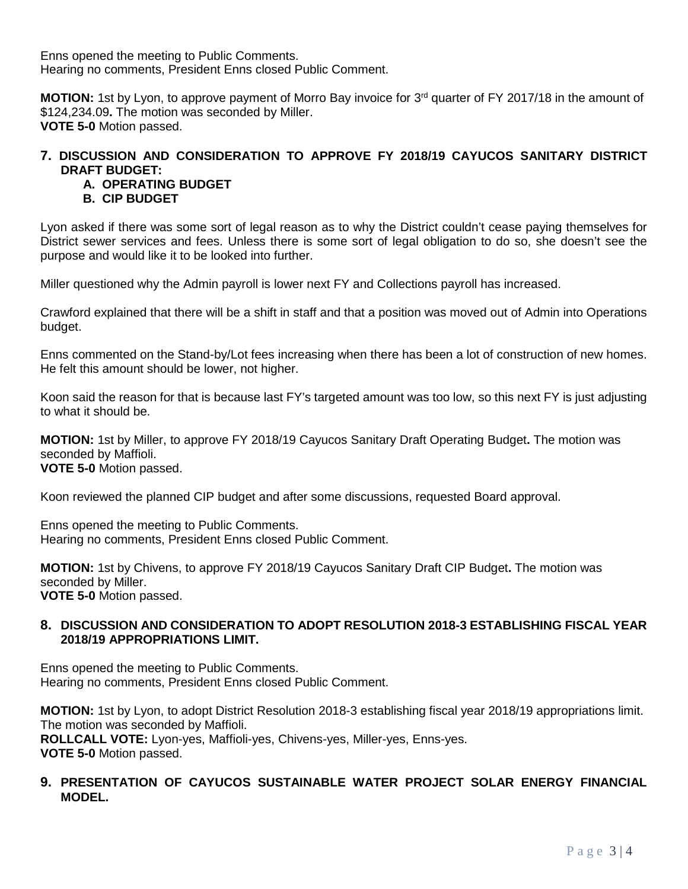Enns opened the meeting to Public Comments.
Hearing no comments, President Enns closed Public Comment.

**MOTION:** 1st by Lyon, to approve payment of Morro Bay invoice for 3rd quarter of FY 2017/18 in the amount of $124,234.09**.** The motion was seconded by Miller.
**VOTE 5-0** Motion passed.

## 7. DISCUSSION AND CONSIDERATION TO APPROVE FY 2018/19 CAYUCOS SANITARY DISTRICT DRAFT BUDGET:

**A. OPERATING BUDGET**
**B. CIP BUDGET**

Lyon asked if there was some sort of legal reason as to why the District couldn't cease paying themselves for District sewer services and fees. Unless there is some sort of legal obligation to do so, she doesn't see the purpose and would like it to be looked into further.

Miller questioned why the Admin payroll is lower next FY and Collections payroll has increased.

Crawford explained that there will be a shift in staff and that a position was moved out of Admin into Operations budget.

Enns commented on the Stand-by/Lot fees increasing when there has been a lot of construction of new homes. He felt this amount should be lower, not higher.

Koon said the reason for that is because last FY's targeted amount was too low, so this next FY is just adjusting to what it should be.

**MOTION:** 1st by Miller, to approve FY 2018/19 Cayucos Sanitary Draft Operating Budget**.** The motion was seconded by Maffioli.
**VOTE 5-0** Motion passed.

Koon reviewed the planned CIP budget and after some discussions, requested Board approval.

Enns opened the meeting to Public Comments.
Hearing no comments, President Enns closed Public Comment.

**MOTION:** 1st by Chivens, to approve FY 2018/19 Cayucos Sanitary Draft CIP Budget**.** The motion was seconded by Miller.
**VOTE 5-0** Motion passed.

## 8. DISCUSSION AND CONSIDERATION TO ADOPT RESOLUTION 2018-3 ESTABLISHING FISCAL YEAR 2018/19 APPROPRIATIONS LIMIT.

Enns opened the meeting to Public Comments.
Hearing no comments, President Enns closed Public Comment.

**MOTION:** 1st by Lyon, to adopt District Resolution 2018-3 establishing fiscal year 2018/19 appropriations limit. The motion was seconded by Maffioli.
**ROLLCALL VOTE:** Lyon-yes, Maffioli-yes, Chivens-yes, Miller-yes, Enns-yes.
**VOTE 5-0** Motion passed.

## 9. PRESENTATION OF CAYUCOS SUSTAINABLE WATER PROJECT SOLAR ENERGY FINANCIAL MODEL.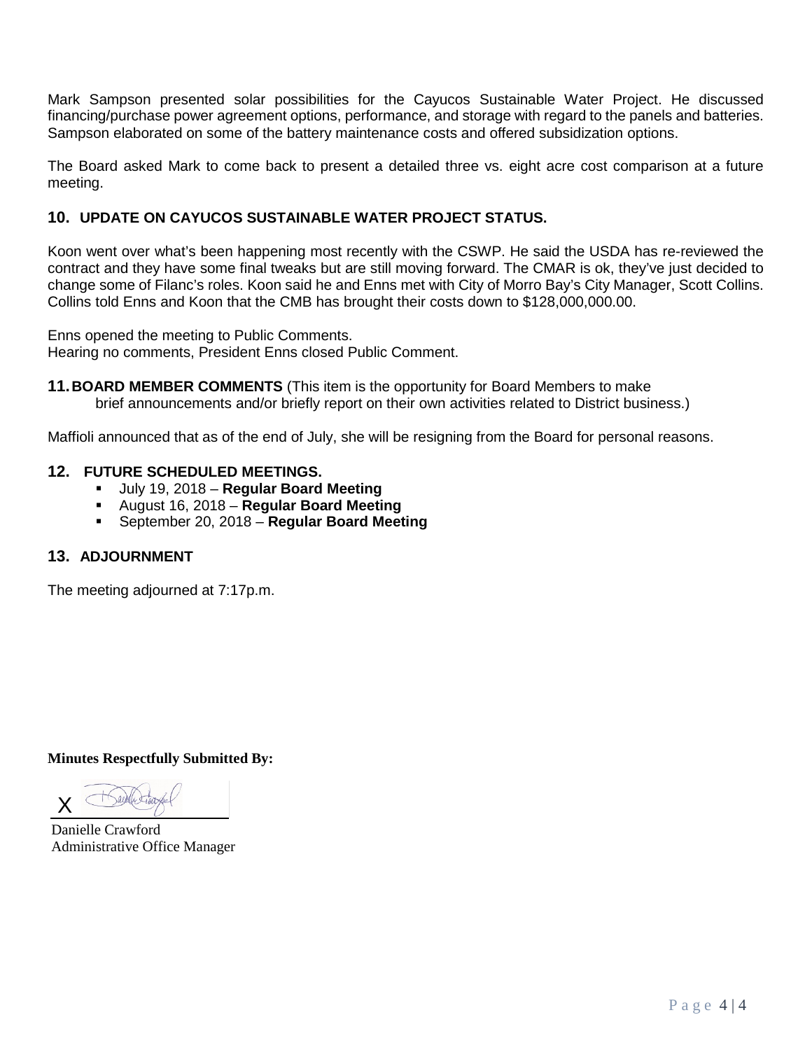Mark Sampson presented solar possibilities for the Cayucos Sustainable Water Project. He discussed financing/purchase power agreement options, performance, and storage with regard to the panels and batteries. Sampson elaborated on some of the battery maintenance costs and offered subsidization options.

The Board asked Mark to come back to present a detailed three vs. eight acre cost comparison at a future meeting.

## 10. UPDATE ON CAYUCOS SUSTAINABLE WATER PROJECT STATUS.

Koon went over what's been happening most recently with the CSWP. He said the USDA has re-reviewed the contract and they have some final tweaks but are still moving forward. The CMAR is ok, they've just decided to change some of Filanc's roles. Koon said he and Enns met with City of Morro Bay's City Manager, Scott Collins. Collins told Enns and Koon that the CMB has brought their costs down to $128,000,000.00.

Enns opened the meeting to Public Comments.
Hearing no comments, President Enns closed Public Comment.

## 11. BOARD MEMBER COMMENTS (This item is the opportunity for Board Members to make brief announcements and/or briefly report on their own activities related to District business.)

Maffioli announced that as of the end of July, she will be resigning from the Board for personal reasons.

## 12. FUTURE SCHEDULED MEETINGS.

- July 19, 2018 – **Regular Board Meeting**
- August 16, 2018 – **Regular Board Meeting**
- September 20, 2018 – **Regular Board Meeting**

## 13. ADJOURNMENT

The meeting adjourned at 7:17p.m.

**Minutes Respectfully Submitted By:**

X

Danielle Crawford
Administrative Office Manager